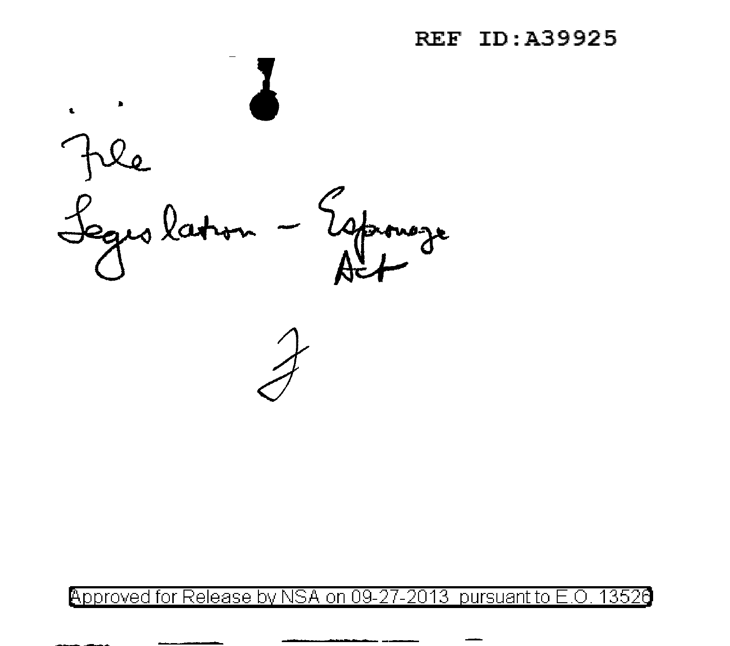REF ID:A39925

File

Legislation – Espionage Act

F

Approved for Release by NSA on 09-27-2013 pursuant to E.O. 13526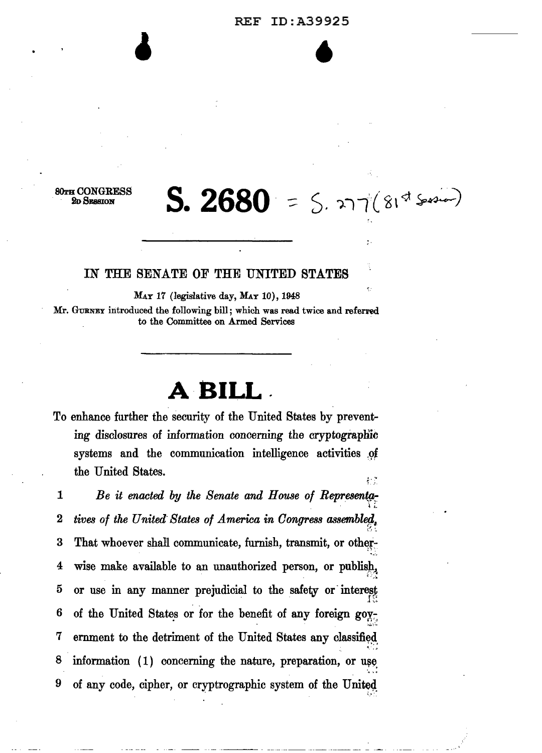REF ID:A39925

80TH CONGRESS
2D SESSION

# S. 2680 = S. 277 (81st Session)

IN THE SENATE OF THE UNITED STATES

MAY 17 (legislative day, MAY 10), 1948

Mr. GURNEY introduced the following bill; which was read twice and referred to the Committee on Armed Services

# A BILL

To enhance further the security of the United States by preventing disclosures of information concerning the cryptographic systems and the communication intelligence activities of the United States.

1 *Be it enacted by the Senate and House of Representa-*
2 *tives of the United States of America in Congress assembled,*
3 That whoever shall communicate, furnish, transmit, or other-
4 wise make available to an unauthorized person, or publish,
5 or use in any manner prejudicial to the safety or interest
6 of the United States or for the benefit of any foreign gov-
7 ernment to the detriment of the United States any classified
8 information (1) concerning the nature, preparation, or use
9 of any code, cipher, or cryptrographic system of the United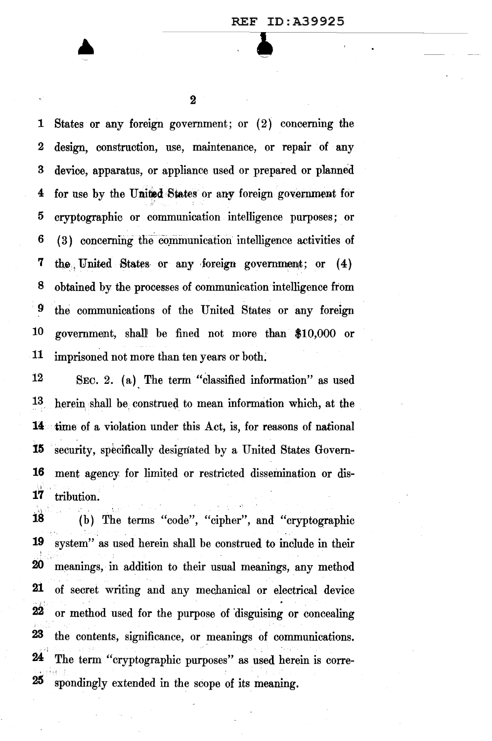States or any foreign government; or (2) concerning the design, construction, use, maintenance, or repair of any device, apparatus, or appliance used or prepared or planned for use by the United States or any foreign government for cryptographic or communication intelligence purposes; or (3) concerning the communication intelligence activities of the United States or any foreign government; or (4) obtained by the processes of communication intelligence from the communications of the United States or any foreign government, shall be fined not more than $10,000 or imprisoned not more than ten years or both.

SEC. 2. (a) The term "classified information" as used herein shall be construed to mean information which, at the time of a violation under this Act, is, for reasons of national security, specifically designated by a United States Government agency for limited or restricted dissemination or distribution.

(b) The terms "code", "cipher", and "cryptographic system" as used herein shall be construed to include in their meanings, in addition to their usual meanings, any method of secret writing and any mechanical or electrical device or method used for the purpose of disguising or concealing the contents, significance, or meanings of communications. The term "cryptographic purposes" as used herein is correspondingly extended in the scope of its meaning.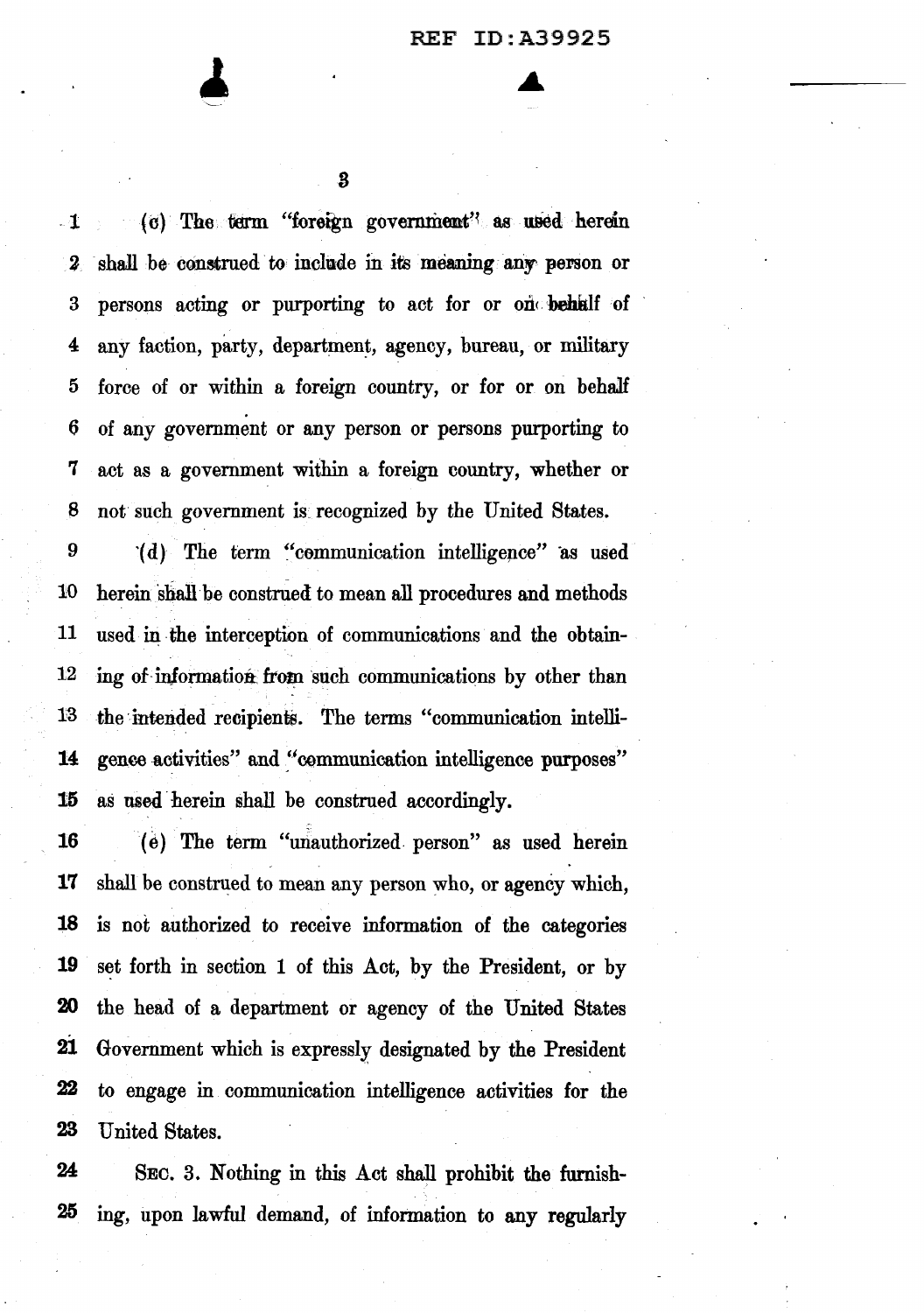(c) The term "foreign government" as used herein shall be construed to include in its meaning any person or persons acting or purporting to act for or on behalf of any faction, party, department, agency, bureau, or military force of or within a foreign country, or for or on behalf of any government or any person or persons purporting to act as a government within a foreign country, whether or not such government is recognized by the United States.

(d) The term "communication intelligence" as used herein shall be construed to mean all procedures and methods used in the interception of communications and the obtaining of information from such communications by other than the intended recipients. The terms "communication intelligence activities" and "communication intelligence purposes" as used herein shall be construed accordingly.

(e) The term "unauthorized person" as used herein shall be construed to mean any person who, or agency which, is not authorized to receive information of the categories set forth in section 1 of this Act, by the President, or by the head of a department or agency of the United States Government which is expressly designated by the President to engage in communication intelligence activities for the United States.

SEC. 3. Nothing in this Act shall prohibit the furnishing, upon lawful demand, of information to any regularly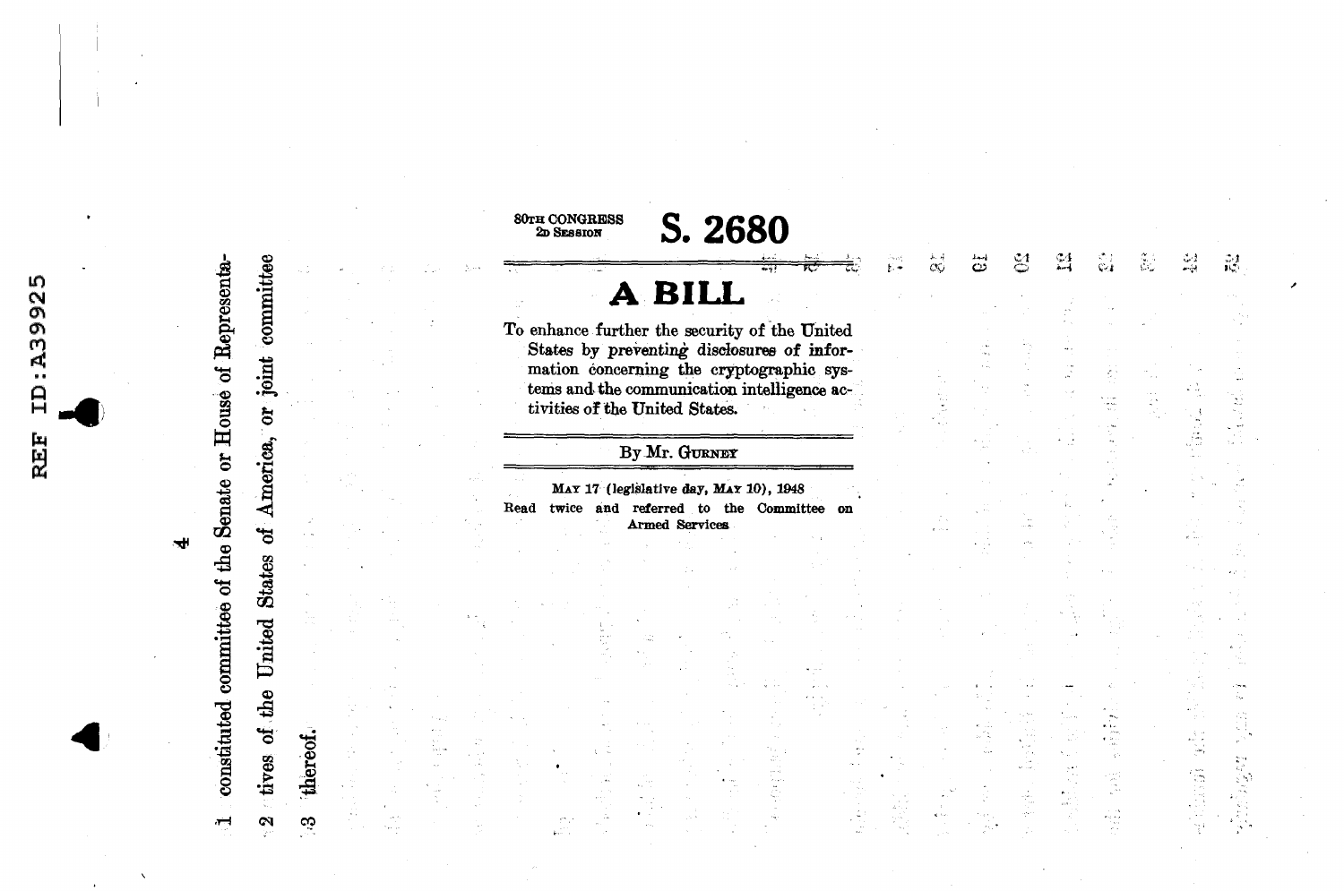REF ID:A39925

4

1 constituted committee of the Senate or House of Representa-
2 tives of the United States of America, or joint committee
3 thereof.

80TH CONGRESS
2D SESSION

# S. 2680

# A BILL

To enhance further the security of the United States by preventing disclosures of information concerning the cryptographic systems and the communication intelligence activities of the United States.

By Mr. GURNEY

MAY 17 (legislative day, MAY 10), 1948

Read twice and referred to the Committee on Armed Services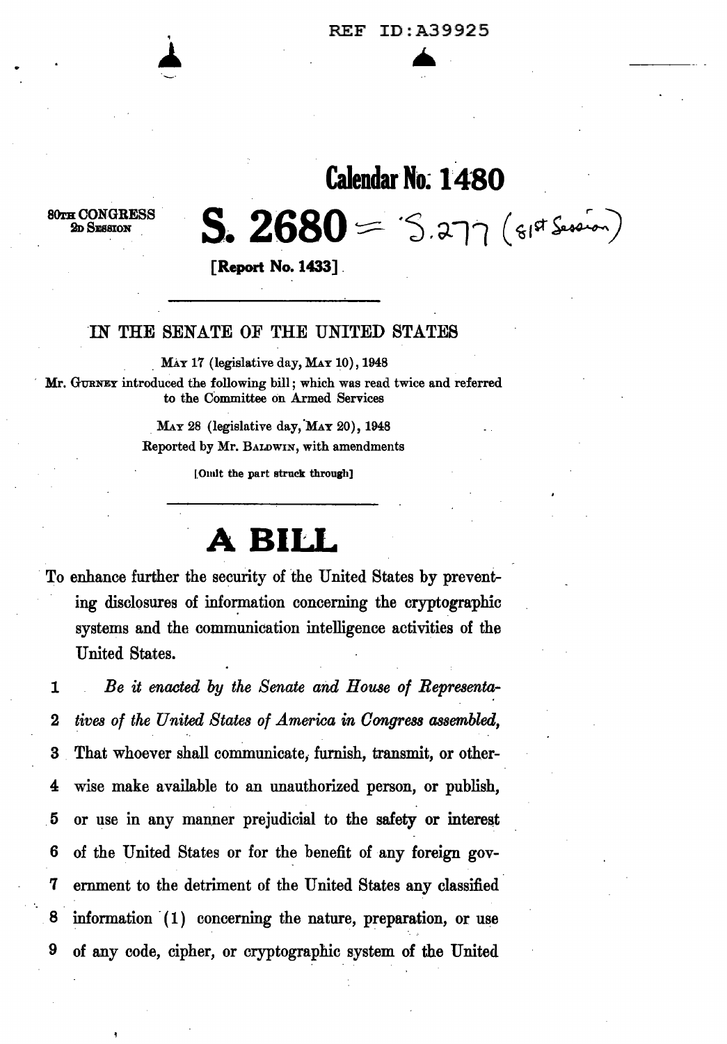REF ID:A39925

# Calendar No. 1480

80TH CONGRESS
2D SESSION

# S. 2680 = S. 277 (81st Session)

**[Report No. 1433]**

---

IN THE SENATE OF THE UNITED STATES

MAY 17 (legislative day, MAY 10), 1948

Mr. GURNEY introduced the following bill; which was read twice and referred to the Committee on Armed Services

MAY 28 (legislative day, MAY 20), 1948

Reported by Mr. BALDWIN, with amendments

[Omit the part struck through]

---

# A BILL

To enhance further the security of the United States by preventing disclosures of information concerning the cryptographic systems and the communication intelligence activities of the United States.

1 *Be it enacted by the Senate and House of Representa-*
2 *tives of the United States of America in Congress assembled,*
3 That whoever shall communicate, furnish, transmit, or other-
4 wise make available to an unauthorized person, or publish,
5 or use in any manner prejudicial to the safety or interest
6 of the United States or for the benefit of any foreign gov-
7 ernment to the detriment of the United States any classified
8 information (1) concerning the nature, preparation, or use
9 of any code, cipher, or cryptographic system of the United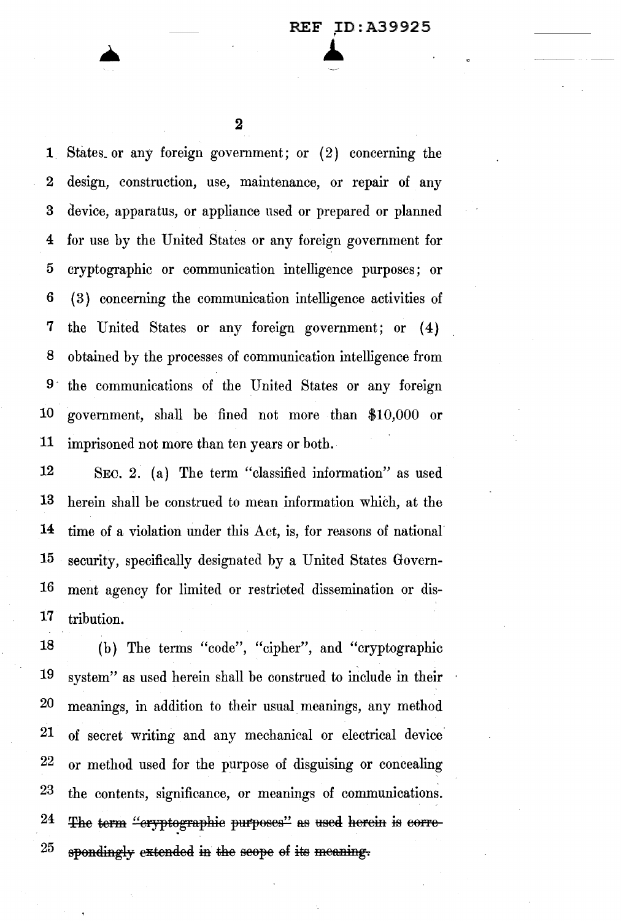States or any foreign government; or (2) concerning the design, construction, use, maintenance, or repair of any device, apparatus, or appliance used or prepared or planned for use by the United States or any foreign government for cryptographic or communication intelligence purposes; or (3) concerning the communication intelligence activities of the United States or any foreign government; or (4) obtained by the processes of communication intelligence from the communications of the United States or any foreign government, shall be fined not more than $10,000 or imprisoned not more than ten years or both.

SEC. 2. (a) The term "classified information" as used herein shall be construed to mean information which, at the time of a violation under this Act, is, for reasons of national security, specifically designated by a United States Government agency for limited or restricted dissemination or distribution.

(b) The terms "code", "cipher", and "cryptographic system" as used herein shall be construed to include in their meanings, in addition to their usual meanings, any method of secret writing and any mechanical or electrical device or method used for the purpose of disguising or concealing the contents, significance, or meanings of communications. ~~The term "cryptographic purposes" as used herein is correspondingly extended in the scope of its meaning.~~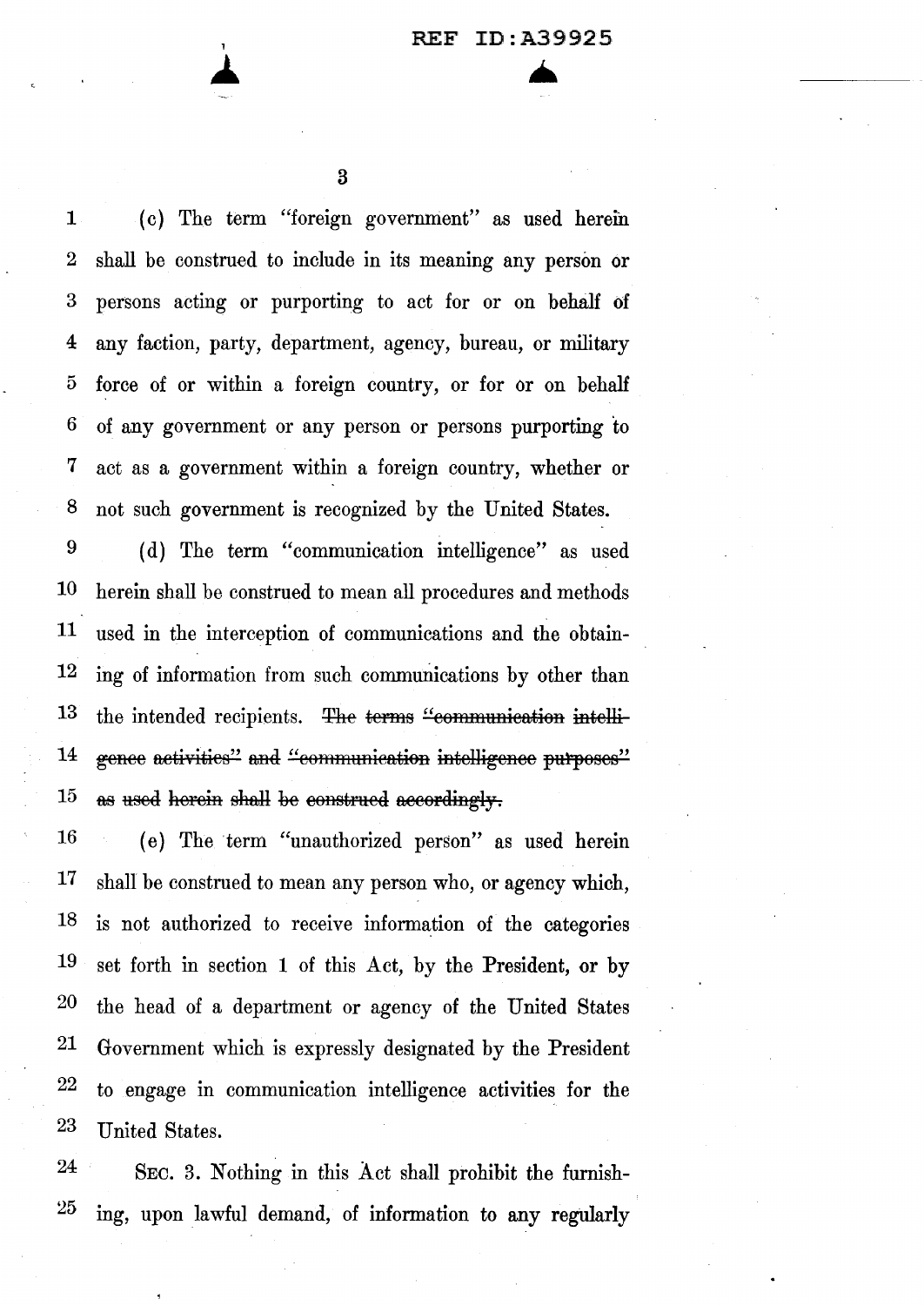(c) The term "foreign government" as used herein shall be construed to include in its meaning any person or persons acting or purporting to act for or on behalf of any faction, party, department, agency, bureau, or military force of or within a foreign country, or for or on behalf of any government or any person or persons purporting to act as a government within a foreign country, whether or not such government is recognized by the United States.

(d) The term "communication intelligence" as used herein shall be construed to mean all procedures and methods used in the interception of communications and the obtaining of information from such communications by other than the intended recipients. ~~The terms "communication intelligence activities" and "communication intelligence purposes" as used herein shall be construed accordingly.~~

(e) The term "unauthorized person" as used herein shall be construed to mean any person who, or agency which, is not authorized to receive information of the categories set forth in section 1 of this Act, by the President, or by the head of a department or agency of the United States Government which is expressly designated by the President to engage in communication intelligence activities for the United States.

SEC. 3. Nothing in this Act shall prohibit the furnishing, upon lawful demand, of information to any regularly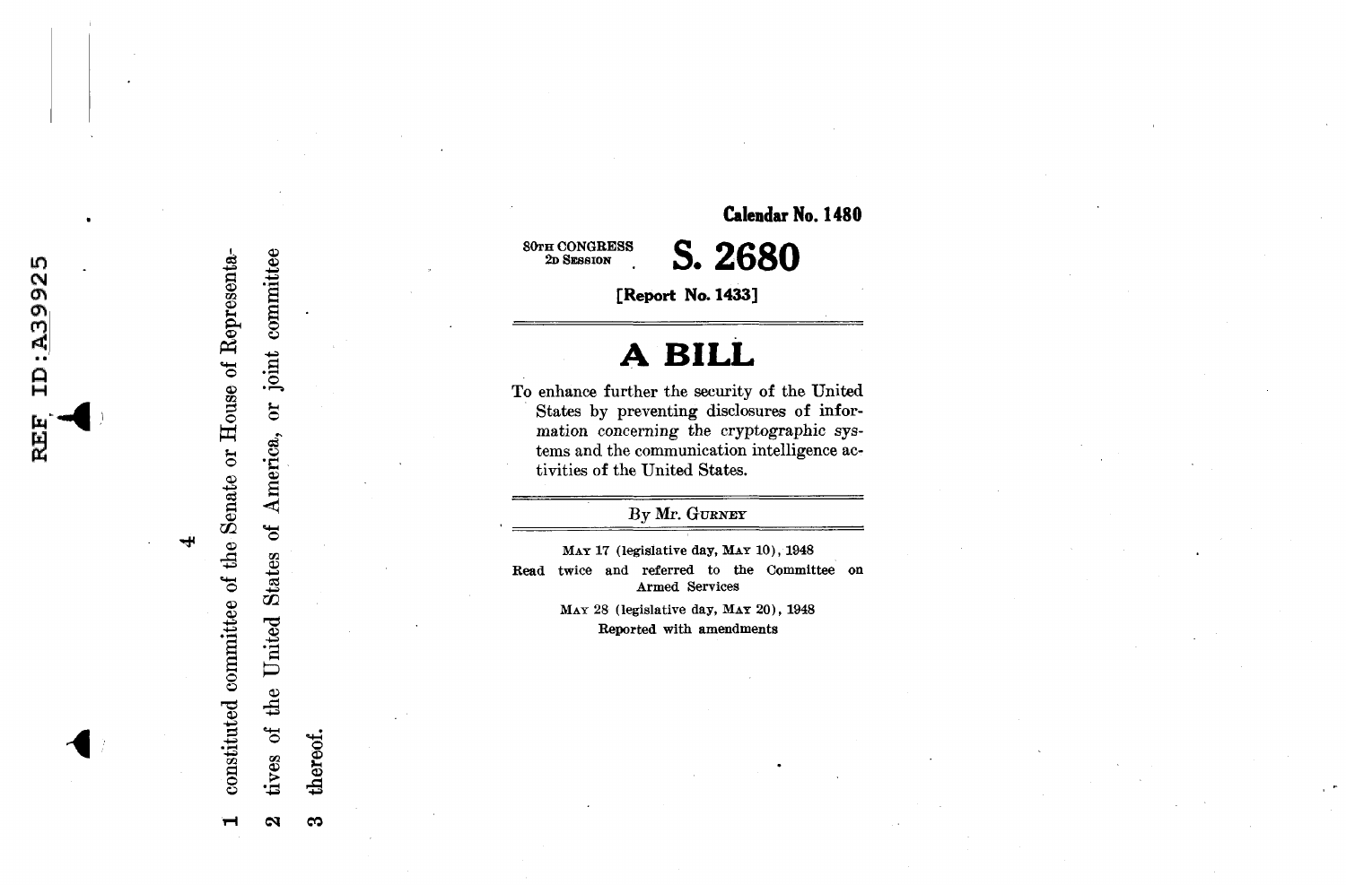REF ID:A39925

1 constituted committee of the Senate or House of Representa-

2 tives of the United States of America, or joint committee

3 thereof.

**Calendar No. 1480**

80TH CONGRESS
2D SESSION

# S. 2680

**[Report No. 1433]**

---

# A BILL

To enhance further the security of the United States by preventing disclosures of information concerning the cryptographic systems and the communication intelligence activities of the United States.

---

By Mr. GURNEY

---

MAY 17 (legislative day, MAY 10), 1948

Read twice and referred to the Committee on Armed Services

MAY 28 (legislative day, MAY 20), 1948

Reported with amendments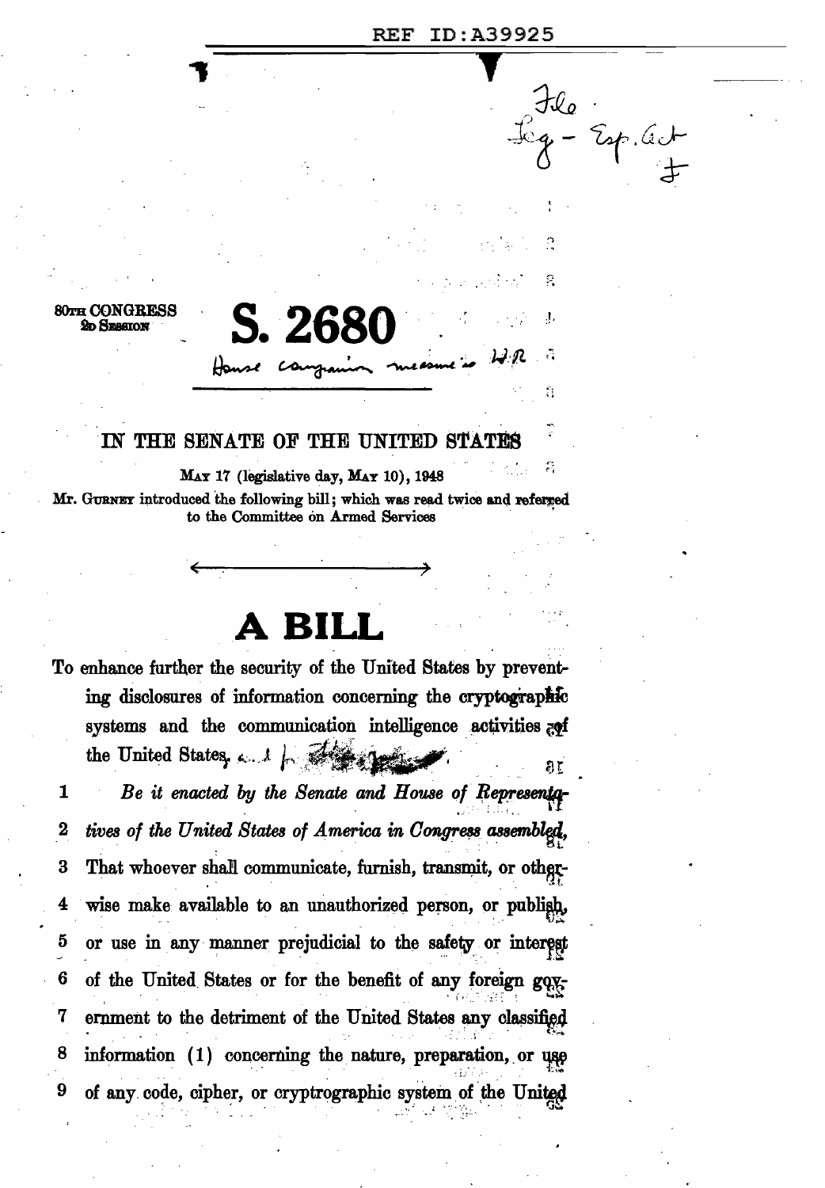REF ID:A39925

File
Leg - Esp. Act

80TH CONGRESS
2D SESSION

# S. 2680

House companion measure is H.R.

IN THE SENATE OF THE UNITED STATES

MAY 17 (legislative day, MAY 10), 1948

Mr. GURNEY introduced the following bill; which was read twice and referred to the Committee on Armed Services

# A BILL

To enhance further the security of the United States by preventing disclosures of information concerning the cryptographic systems and the communication intelligence activities of the United States.

1 *Be it enacted by the Senate and House of Representa-*
2 *tives of the United States of America in Congress assembled,*
3 That whoever shall communicate, furnish, transmit, or other-
4 wise make available to an unauthorized person, or publish,
5 or use in any manner prejudicial to the safety or interest
6 of the United States or for the benefit of any foreign gov-
7 ernment to the detriment of the United States any classified
8 information (1) concerning the nature, preparation, or use
9 of any code, cipher, or cryptographic system of the United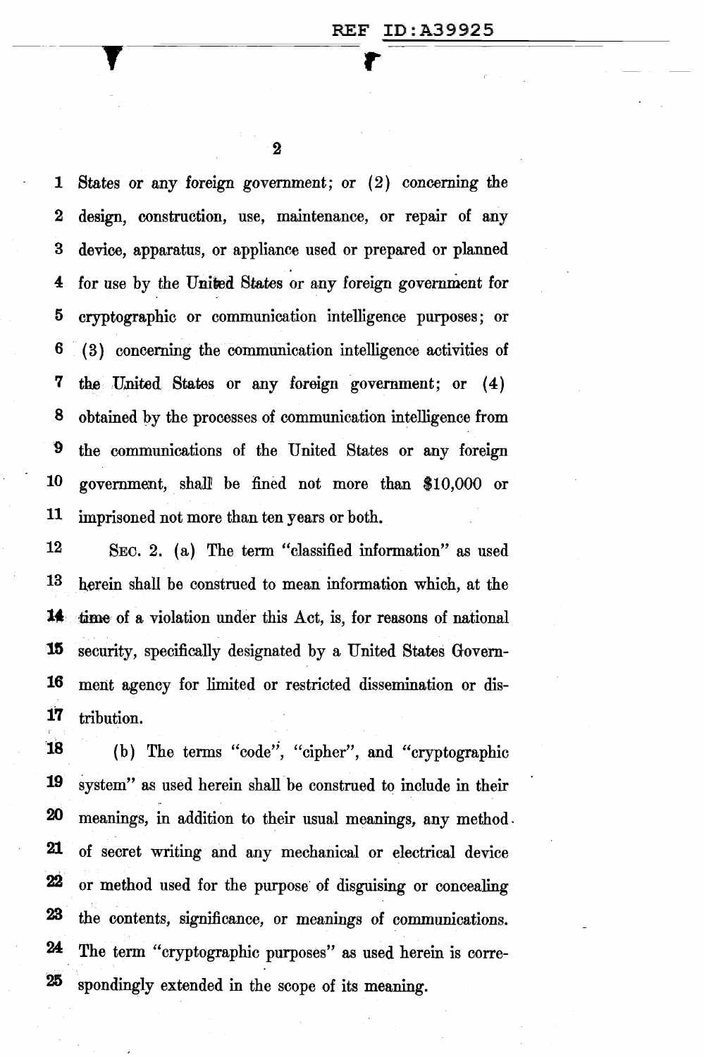States or any foreign government; or (2) concerning the design, construction, use, maintenance, or repair of any device, apparatus, or appliance used or prepared or planned for use by the United States or any foreign government for cryptographic or communication intelligence purposes; or (3) concerning the communication intelligence activities of the United States or any foreign government; or (4) obtained by the processes of communication intelligence from the communications of the United States or any foreign government, shall be fined not more than $10,000 or imprisoned not more than ten years or both.

SEC. 2. (a) The term "classified information" as used herein shall be construed to mean information which, at the time of a violation under this Act, is, for reasons of national security, specifically designated by a United States Government agency for limited or restricted dissemination or distribution.

(b) The terms "code", "cipher", and "cryptographic system" as used herein shall be construed to include in their meanings, in addition to their usual meanings, any method of secret writing and any mechanical or electrical device or method used for the purpose of disguising or concealing the contents, significance, or meanings of communications. The term "cryptographic purposes" as used herein is correspondingly extended in the scope of its meaning.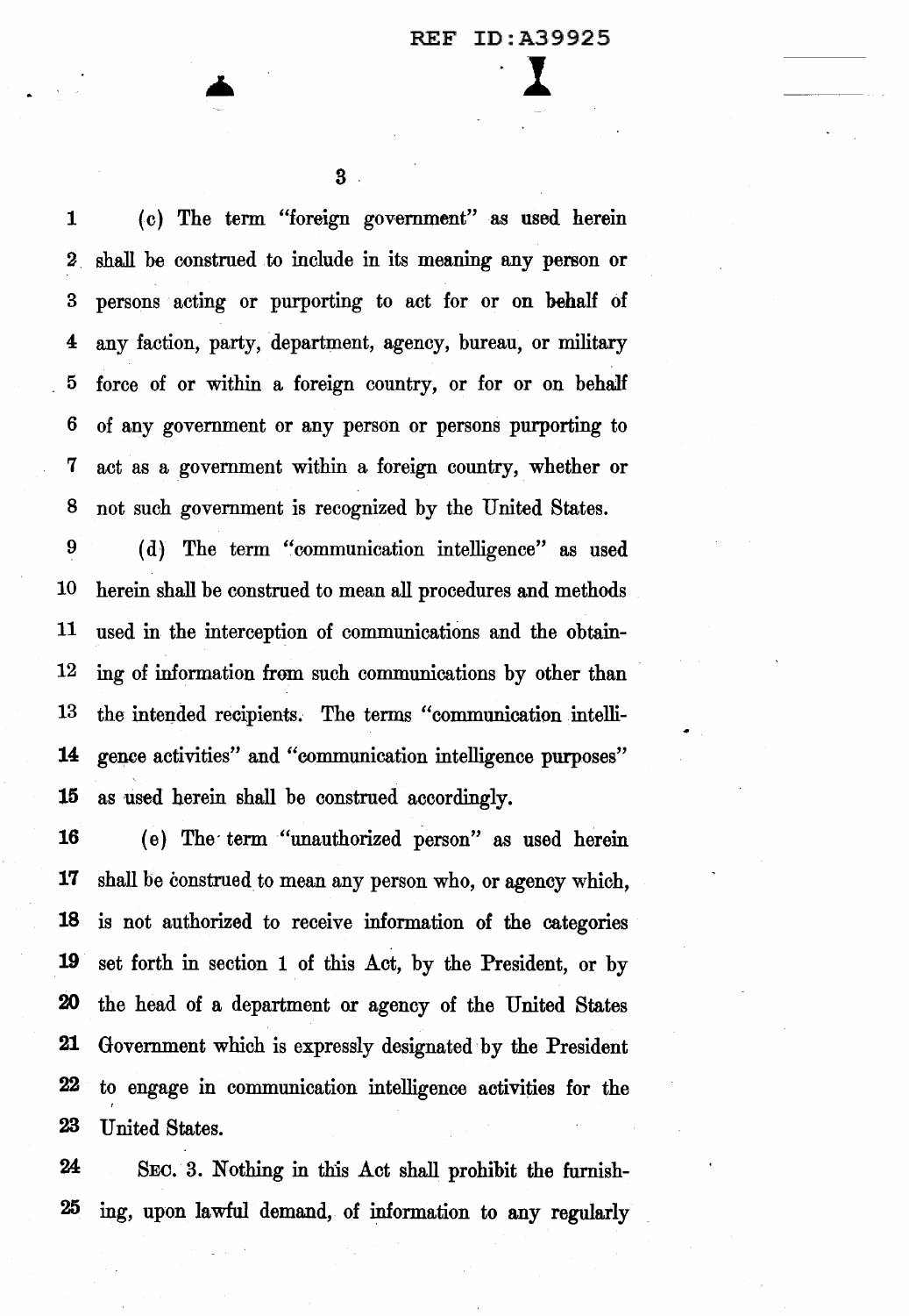(c) The term "foreign government" as used herein shall be construed to include in its meaning any person or persons acting or purporting to act for or on behalf of any faction, party, department, agency, bureau, or military force of or within a foreign country, or for or on behalf of any government or any person or persons purporting to act as a government within a foreign country, whether or not such government is recognized by the United States.

(d) The term "communication intelligence" as used herein shall be construed to mean all procedures and methods used in the interception of communications and the obtaining of information from such communications by other than the intended recipients. The terms "communication intelligence activities" and "communication intelligence purposes" as used herein shall be construed accordingly.

(e) The term "unauthorized person" as used herein shall be construed to mean any person who, or agency which, is not authorized to receive information of the categories set forth in section 1 of this Act, by the President, or by the head of a department or agency of the United States Government which is expressly designated by the President to engage in communication intelligence activities for the United States.

SEC. 3. Nothing in this Act shall prohibit the furnishing, upon lawful demand, of information to any regularly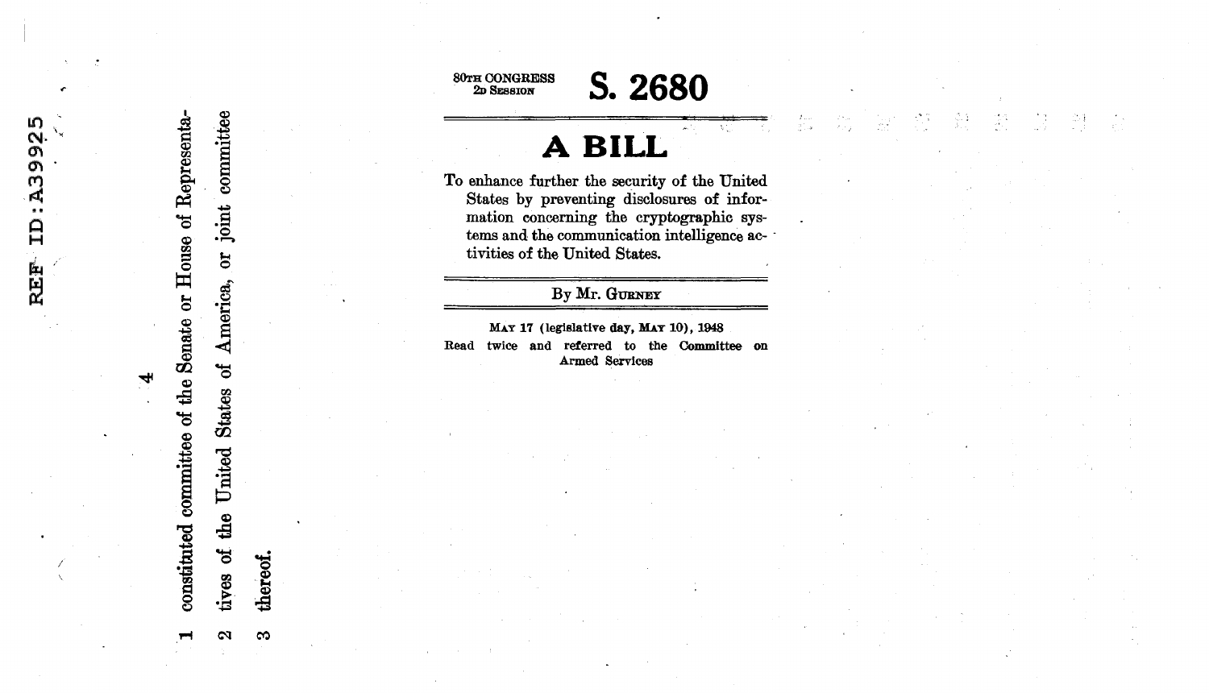1 constituted committee of the Senate or House of Representa-
2 tives of the United States of America, or joint committee
3 thereof.

80TH CONGRESS
2D SESSION

# S. 2680

## A BILL

To enhance further the security of the United States by preventing disclosures of information concerning the cryptographic systems and the communication intelligence activities of the United States.

By Mr. GURNEY

MAY 17 (legislative day, MAY 10), 1948
Read twice and referred to the Committee on Armed Services